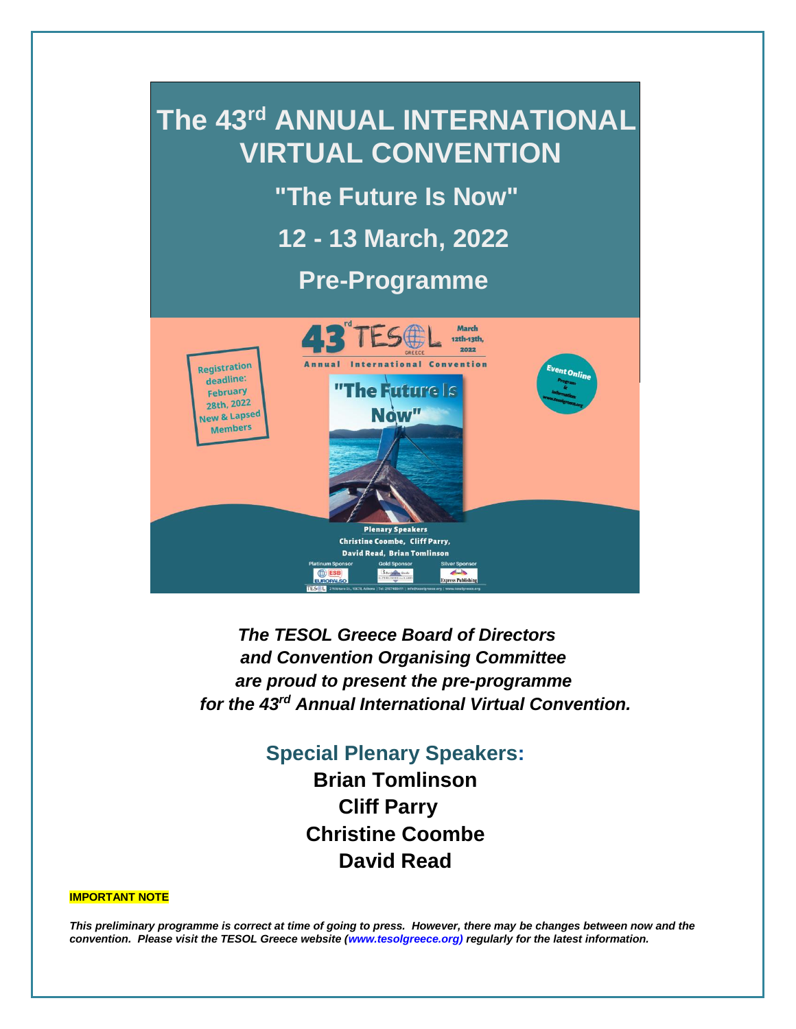# The 43rd ANNUAL INTERNATIONAL VIRTUAL CONVENTION

## "The Future Is Now"

## 12 - 13 March, 2022

## Pre-Programme

Registration deadline: February 28th, 2022 New & Lapsed Members

43rd TESOL GREECE March 12th-13th, 2022

Annual International Convention

"The Future Is Now"

Event Online Program & information www.tesolgreece.org

Plenary Speakers
Christine Coombe, Cliff Parry, David Read, Brian Tomlinson

Platinum Sponsor: ESB EUROPALSO — Gold Sponsor — Silver Sponsor: Express Publishing

*The TESOL Greece Board of Directors and Convention Organising Committee are proud to present the pre-programme for the 43rd Annual International Virtual Convention.*

### Special Plenary Speakers:

**Brian Tomlinson**
**Cliff Parry**
**Christine Coombe**
**David Read**

**IMPORTANT NOTE**

***This preliminary programme is correct at time of going to press. However, there may be changes between now and the convention. Please visit the TESOL Greece website (www.tesolgreece.org) regularly for the latest information.***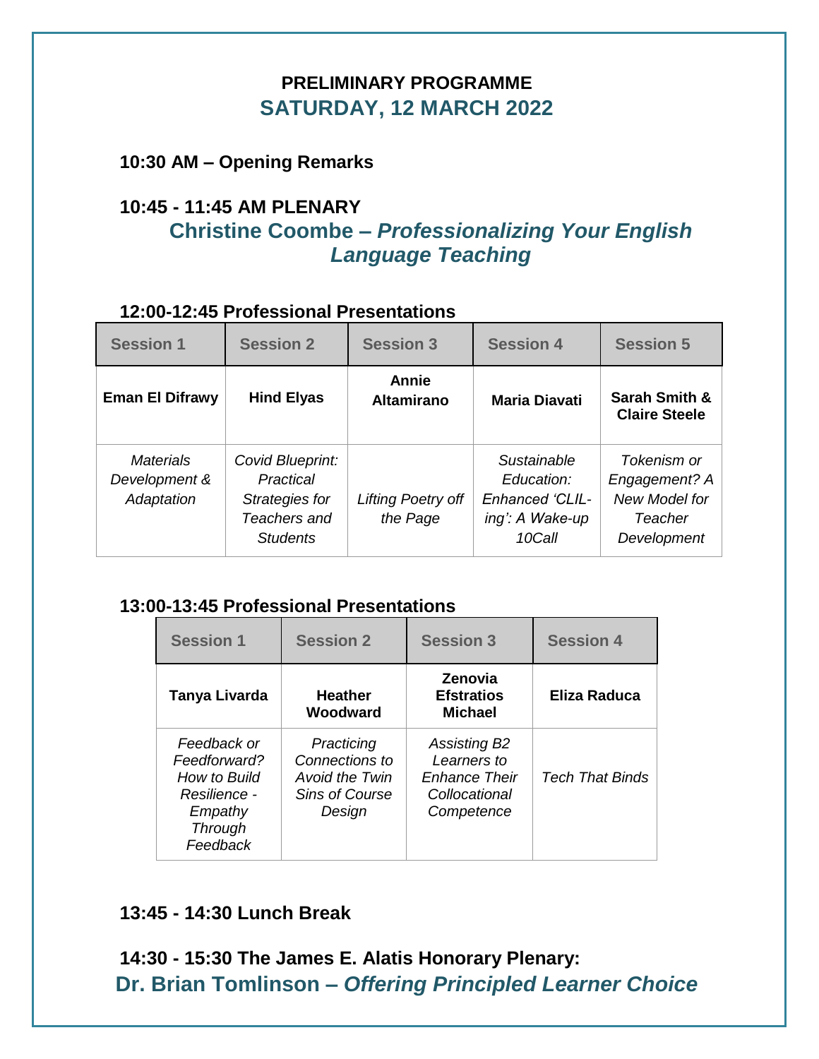## PRELIMINARY PROGRAMME
## SATURDAY, 12 MARCH 2022

**10:30 AM – Opening Remarks**

**10:45 - 11:45 AM PLENARY**

**Christine Coombe – *Professionalizing Your English Language Teaching***

**12:00-12:45 Professional Presentations**

| Session 1 | Session 2 | Session 3 | Session 4 | Session 5 |
|---|---|---|---|---|
| **Eman El Difrawy** | **Hind Elyas** | **Annie Altamirano** | **Maria Diavati** | **Sarah Smith & Claire Steele** |
| *Materials Development & Adaptation* | *Covid Blueprint: Practical Strategies for Teachers and Students* | *Lifting Poetry off the Page* | *Sustainable Education: Enhanced 'CLIL-ing': A Wake-up 10Call* | *Tokenism or Engagement? A New Model for Teacher Development* |

**13:00-13:45 Professional Presentations**

| Session 1 | Session 2 | Session 3 | Session 4 |
|---|---|---|---|
| **Tanya Livarda** | **Heather Woodward** | **Zenovia Efstratios Michael** | **Eliza Raduca** |
| *Feedback or Feedforward? How to Build Resilience - Empathy Through Feedback* | *Practicing Connections to Avoid the Twin Sins of Course Design* | *Assisting B2 Learners to Enhance Their Collocational Competence* | *Tech That Binds* |

**13:45 - 14:30 Lunch Break**

**14:30 - 15:30 The James E. Alatis Honorary Plenary:**

**Dr. Brian Tomlinson – *Offering Principled Learner Choice***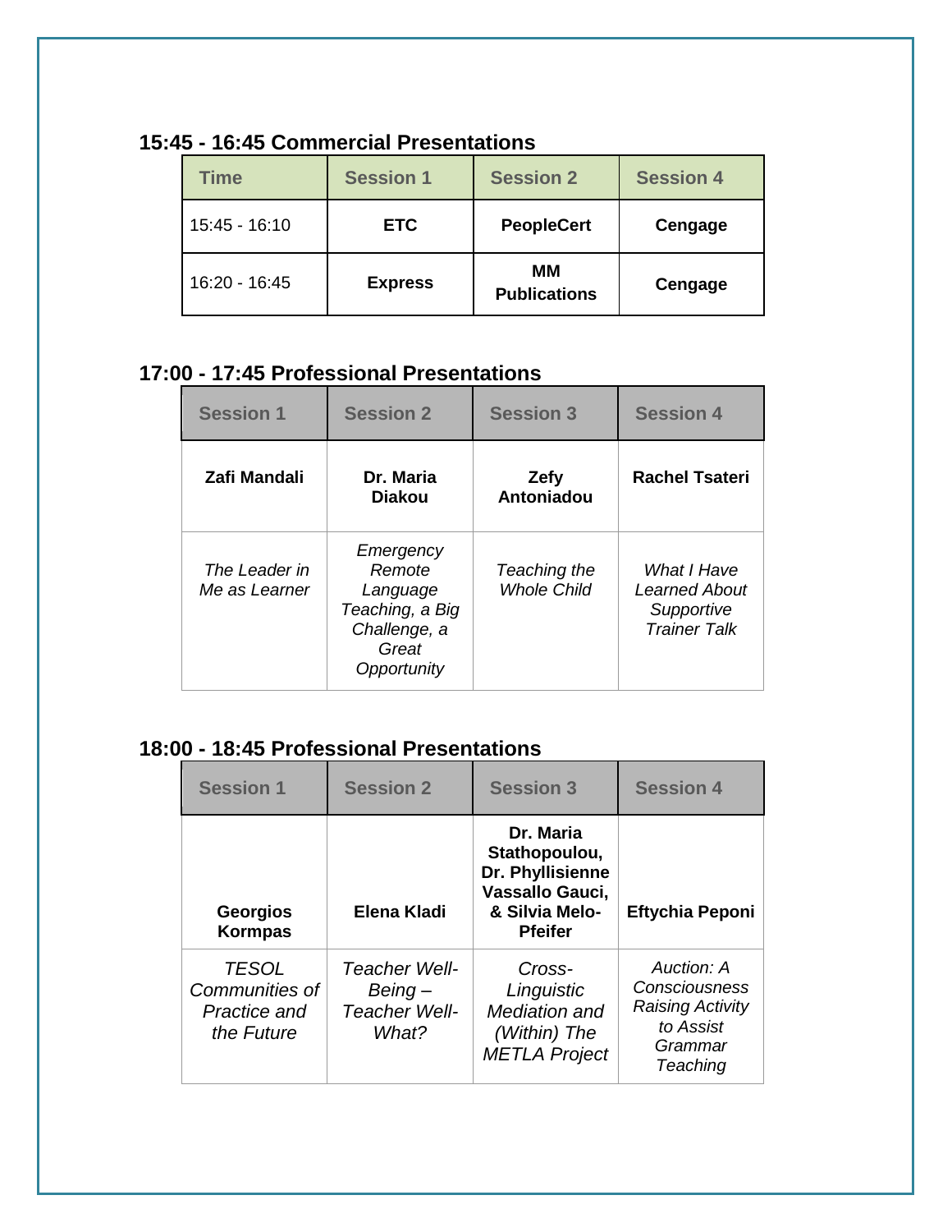### 15:45 - 16:45 Commercial Presentations

| Time | Session 1 | Session 2 | Session 4 |
|---|---|---|---|
| 15:45 - 16:10 | **ETC** | **PeopleCert** | **Cengage** |
| 16:20 - 16:45 | **Express** | **MM Publications** | **Cengage** |

### 17:00 - 17:45 Professional Presentations

| Session 1 | Session 2 | Session 3 | Session 4 |
|---|---|---|---|
| **Zafi Mandali** | **Dr. Maria Diakou** | **Zefy Antoniadou** | **Rachel Tsateri** |
| *The Leader in Me as Learner* | *Emergency Remote Language Teaching, a Big Challenge, a Great Opportunity* | *Teaching the Whole Child* | *What I Have Learned About Supportive Trainer Talk* |

### 18:00 - 18:45 Professional Presentations

| Session 1 | Session 2 | Session 3 | Session 4 |
|---|---|---|---|
| **Georgios Kormpas** | **Elena Kladi** | **Dr. Maria Stathopoulou, Dr. Phyllisienne Vassallo Gauci, & Silvia Melo-Pfeifer** | **Eftychia Peponi** |
| *TESOL Communities of Practice and the Future* | *Teacher Well-Being – Teacher Well-What?* | *Cross-Linguistic Mediation and (Within) The METLA Project* | *Auction: A Consciousness Raising Activity to Assist Grammar Teaching* |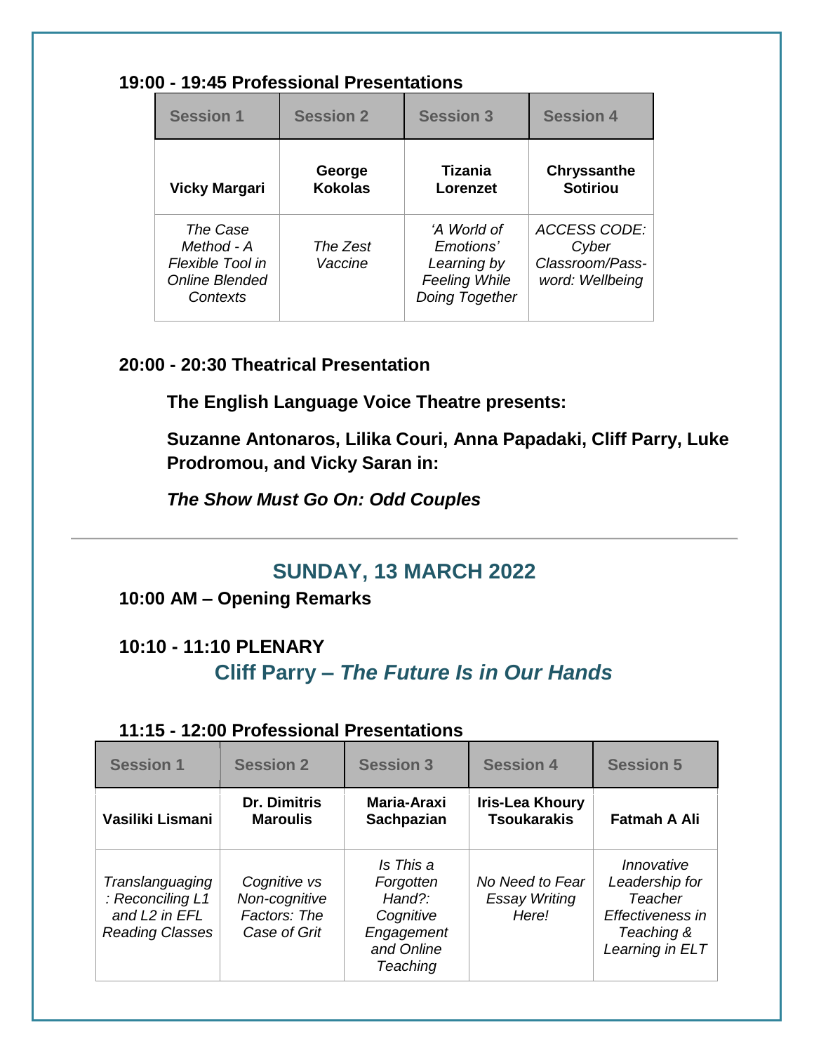**19:00 - 19:45 Professional Presentations**

| Session 1 | Session 2 | Session 3 | Session 4 |
|---|---|---|---|
| **Vicky Margari** | **George Kokolas** | **Tizania Lorenzet** | **Chryssanthe Sotiriou** |
| *The Case Method - A Flexible Tool in Online Blended Contexts* | *The Zest Vaccine* | *'A World of Emotions' Learning by Feeling While Doing Together* | *ACCESS CODE: Cyber Classroom/Pass-word: Wellbeing* |

**20:00 - 20:30 Theatrical Presentation**

**The English Language Voice Theatre presents:**

**Suzanne Antonaros, Lilika Couri, Anna Papadaki, Cliff Parry, Luke Prodromou, and Vicky Saran in:**

***The Show Must Go On: Odd Couples***

---

## SUNDAY, 13 MARCH 2022

**10:00 AM – Opening Remarks**

**10:10 - 11:10 PLENARY**

**Cliff Parry – *The Future Is in Our Hands***

**11:15 - 12:00 Professional Presentations**

| Session 1 | Session 2 | Session 3 | Session 4 | Session 5 |
|---|---|---|---|---|
| **Vasiliki Lismani** | **Dr. Dimitris Maroulis** | **Maria-Araxi Sachpazian** | **Iris-Lea Khoury Tsoukarakis** | **Fatmah A Ali** |
| *Translanguaging : Reconciling L1 and L2 in EFL Reading Classes* | *Cognitive vs Non-cognitive Factors: The Case of Grit* | *Is This a Forgotten Hand?: Cognitive Engagement and Online Teaching* | *No Need to Fear Essay Writing Here!* | *Innovative Leadership for Teacher Effectiveness in Teaching & Learning in ELT* |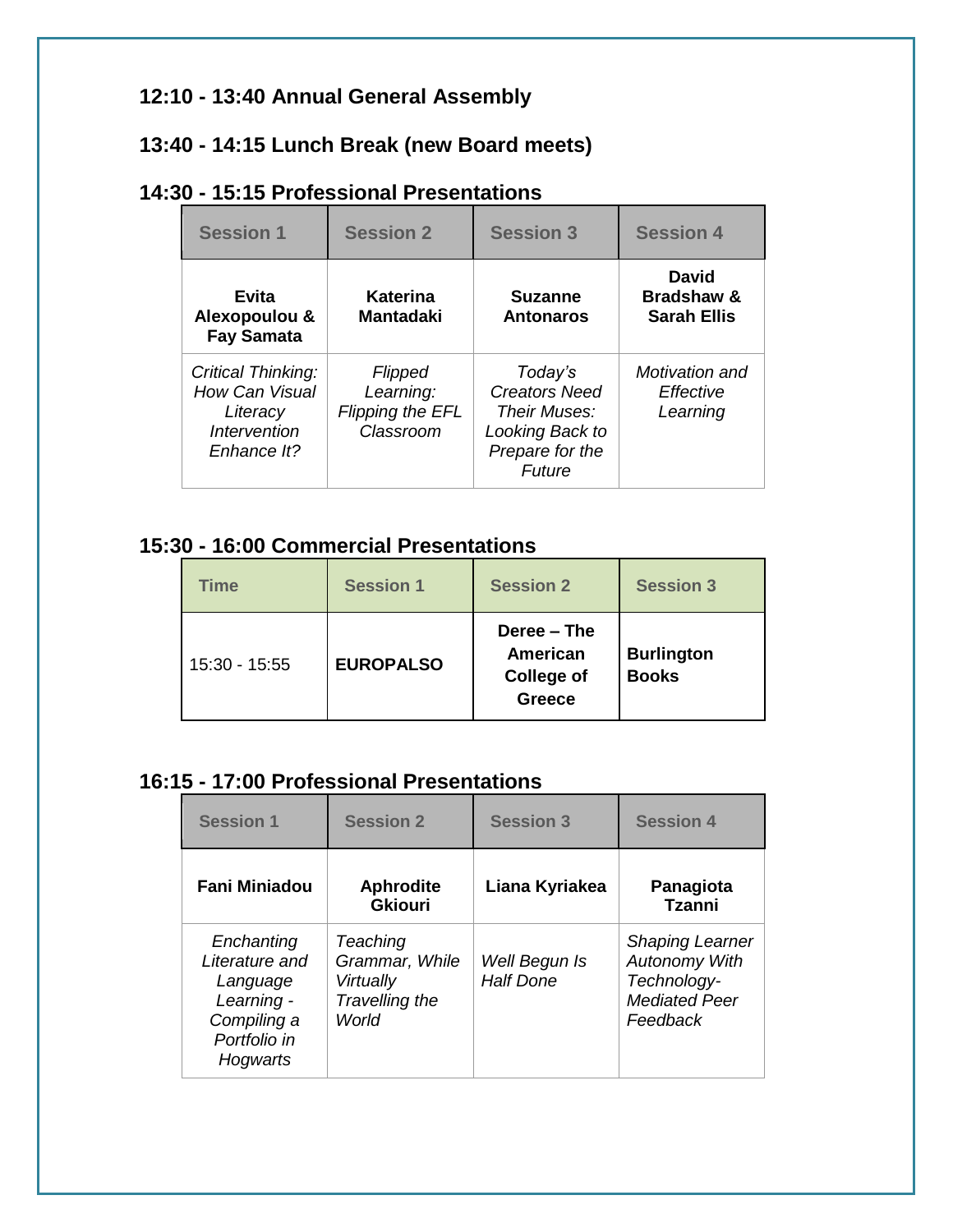### 12:10 - 13:40 Annual General Assembly

### 13:40 - 14:15 Lunch Break (new Board meets)

### 14:30 - 15:15 Professional Presentations

| Session 1 | Session 2 | Session 3 | Session 4 |
|---|---|---|---|
| **Evita Alexopoulou & Fay Samata** | **Katerina Mantadaki** | **Suzanne Antonaros** | **David Bradshaw & Sarah Ellis** |
| *Critical Thinking: How Can Visual Literacy Intervention Enhance It?* | *Flipped Learning: Flipping the EFL Classroom* | *Today's Creators Need Their Muses: Looking Back to Prepare for the Future* | *Motivation and Effective Learning* |

### 15:30 - 16:00 Commercial Presentations

| Time | Session 1 | Session 2 | Session 3 |
|---|---|---|---|
| 15:30 - 15:55 | **EUROPALSO** | **Deree – The American College of Greece** | **Burlington Books** |

### 16:15 - 17:00 Professional Presentations

| Session 1 | Session 2 | Session 3 | Session 4 |
|---|---|---|---|
| **Fani Miniadou** | **Aphrodite Gkiouri** | **Liana Kyriakea** | **Panagiota Tzanni** |
| *Enchanting Literature and Language Learning - Compiling a Portfolio in Hogwarts* | *Teaching Grammar, While Virtually Travelling the World* | *Well Begun Is Half Done* | *Shaping Learner Autonomy With Technology-Mediated Peer Feedback* |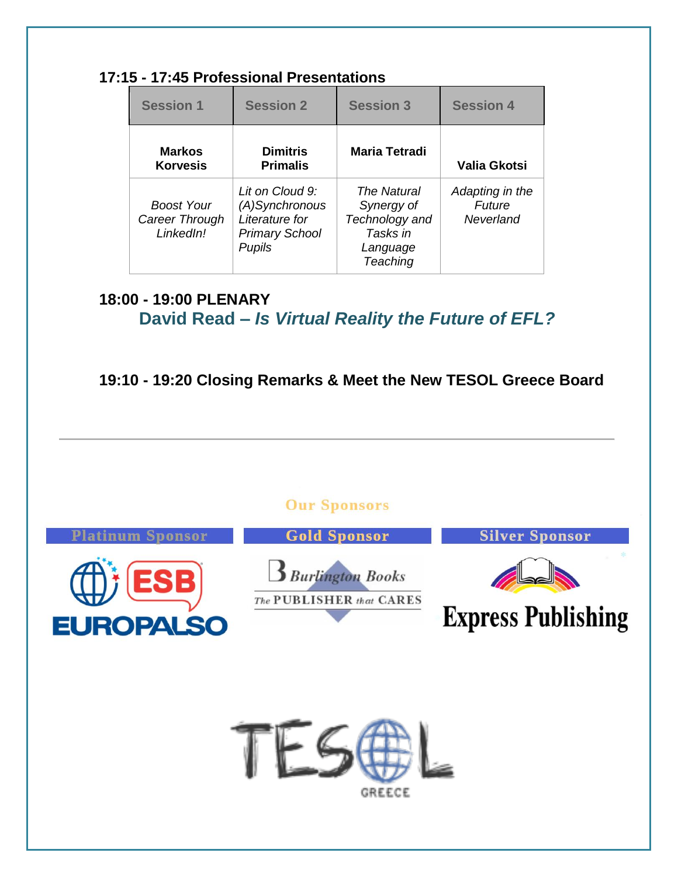### 17:15 - 17:45 Professional Presentations

| Session 1 | Session 2 | Session 3 | Session 4 |
|---|---|---|---|
| **Markos Korvesis** | **Dimitris Primalis** | **Maria Tetradi** | **Valia Gkotsi** |
| *Boost Your Career Through LinkedIn!* | *Lit on Cloud 9: (A)Synchronous Literature for Primary School Pupils* | *The Natural Synergy of Technology and Tasks in Language Teaching* | *Adapting in the Future Neverland* |

### 18:00 - 19:00 PLENARY

**David Read – *Is Virtual Reality the Future of EFL?***

### 19:10 - 19:20 Closing Remarks & Meet the New TESOL Greece Board

---

**Our Sponsors**

| Platinum Sponsor | Gold Sponsor | Silver Sponsor |
|---|---|---|
| ESB EUROPALSO | Burlington Books – The PUBLISHER that CARES | Express Publishing |

TESOL GREECE